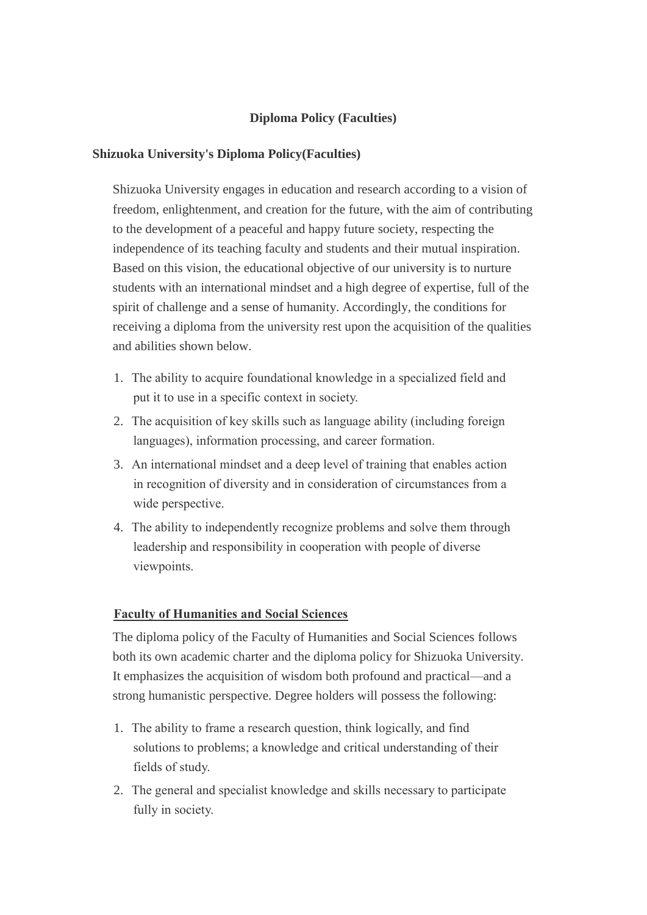# Diploma Policy (Faculties)

## Shizuoka University's Diploma Policy(Faculties)

Shizuoka University engages in education and research according to a vision of freedom, enlightenment, and creation for the future, with the aim of contributing to the development of a peaceful and happy future society, respecting the independence of its teaching faculty and students and their mutual inspiration. Based on this vision, the educational objective of our university is to nurture students with an international mindset and a high degree of expertise, full of the spirit of challenge and a sense of humanity. Accordingly, the conditions for receiving a diploma from the university rest upon the acquisition of the qualities and abilities shown below.

1. The ability to acquire foundational knowledge in a specialized field and put it to use in a specific context in society.
2. The acquisition of key skills such as language ability (including foreign languages), information processing, and career formation.
3. An international mindset and a deep level of training that enables action in recognition of diversity and in consideration of circumstances from a wide perspective.
4. The ability to independently recognize problems and solve them through leadership and responsibility in cooperation with people of diverse viewpoints.

### Faculty of Humanities and Social Sciences

The diploma policy of the Faculty of Humanities and Social Sciences follows both its own academic charter and the diploma policy for Shizuoka University. It emphasizes the acquisition of wisdom both profound and practical—and a strong humanistic perspective. Degree holders will possess the following:

1. The ability to frame a research question, think logically, and find solutions to problems; a knowledge and critical understanding of their fields of study.
2. The general and specialist knowledge and skills necessary to participate fully in society.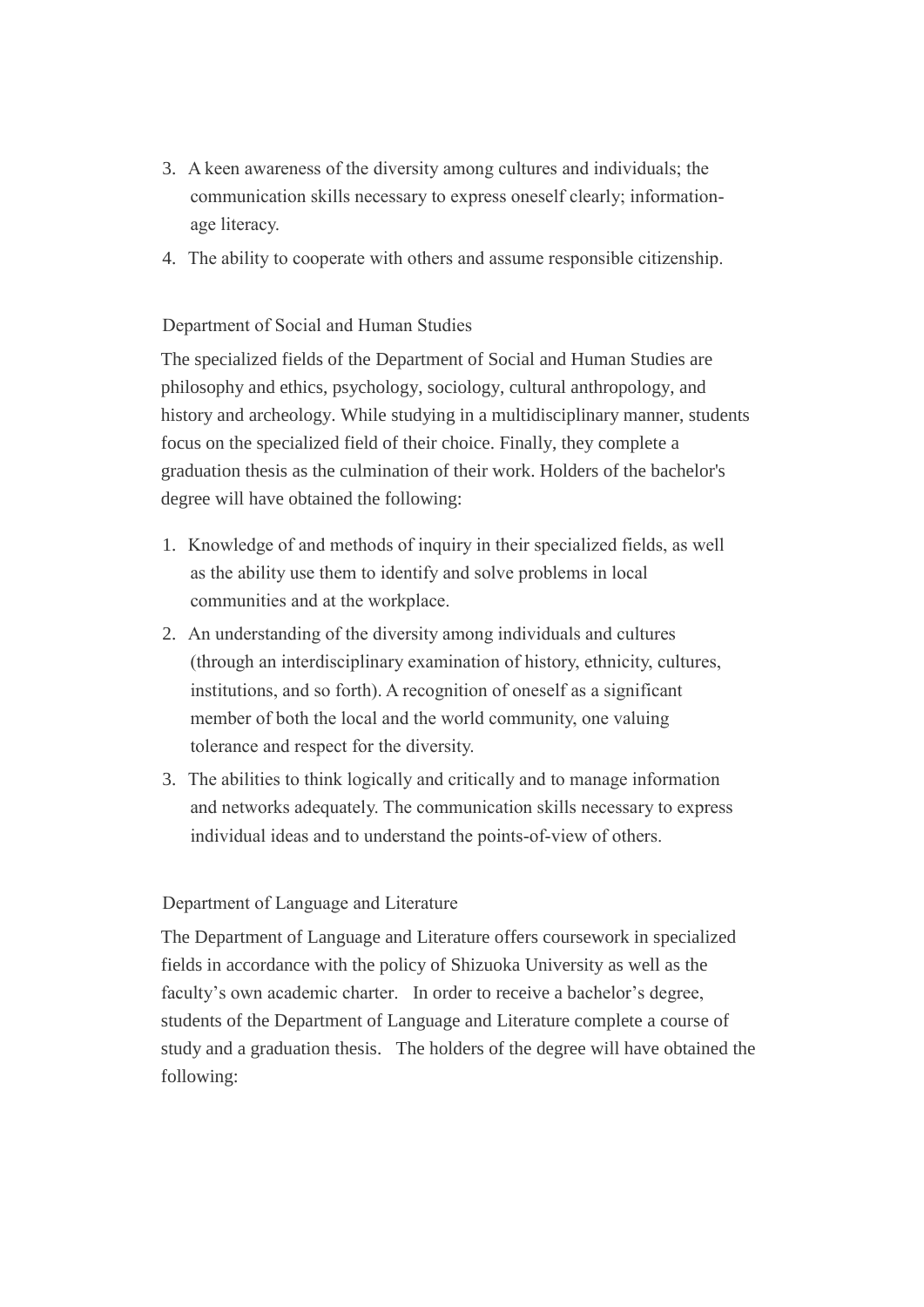3. A keen awareness of the diversity among cultures and individuals; the communication skills necessary to express oneself clearly; information-age literacy.
4. The ability to cooperate with others and assume responsible citizenship.

## Department of Social and Human Studies

The specialized fields of the Department of Social and Human Studies are philosophy and ethics, psychology, sociology, cultural anthropology, and history and archeology. While studying in a multidisciplinary manner, students focus on the specialized field of their choice. Finally, they complete a graduation thesis as the culmination of their work. Holders of the bachelor's degree will have obtained the following:

1. Knowledge of and methods of inquiry in their specialized fields, as well as the ability use them to identify and solve problems in local communities and at the workplace.
2. An understanding of the diversity among individuals and cultures (through an interdisciplinary examination of history, ethnicity, cultures, institutions, and so forth). A recognition of oneself as a significant member of both the local and the world community, one valuing tolerance and respect for the diversity.
3. The abilities to think logically and critically and to manage information and networks adequately. The communication skills necessary to express individual ideas and to understand the points-of-view of others.

## Department of Language and Literature

The Department of Language and Literature offers coursework in specialized fields in accordance with the policy of Shizuoka University as well as the faculty's own academic charter. In order to receive a bachelor's degree, students of the Department of Language and Literature complete a course of study and a graduation thesis. The holders of the degree will have obtained the following: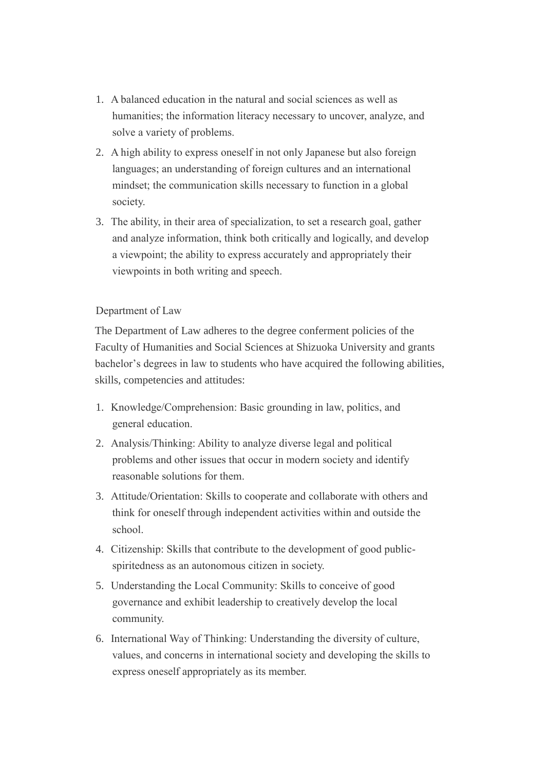1. A balanced education in the natural and social sciences as well as humanities; the information literacy necessary to uncover, analyze, and solve a variety of problems.
2. A high ability to express oneself in not only Japanese but also foreign languages; an understanding of foreign cultures and an international mindset; the communication skills necessary to function in a global society.
3. The ability, in their area of specialization, to set a research goal, gather and analyze information, think both critically and logically, and develop a viewpoint; the ability to express accurately and appropriately their viewpoints in both writing and speech.

Department of Law

The Department of Law adheres to the degree conferment policies of the Faculty of Humanities and Social Sciences at Shizuoka University and grants bachelor's degrees in law to students who have acquired the following abilities, skills, competencies and attitudes:

1. Knowledge/Comprehension: Basic grounding in law, politics, and general education.
2. Analysis/Thinking: Ability to analyze diverse legal and political problems and other issues that occur in modern society and identify reasonable solutions for them.
3. Attitude/Orientation: Skills to cooperate and collaborate with others and think for oneself through independent activities within and outside the school.
4. Citizenship: Skills that contribute to the development of good public-spiritedness as an autonomous citizen in society.
5. Understanding the Local Community: Skills to conceive of good governance and exhibit leadership to creatively develop the local community.
6. International Way of Thinking: Understanding the diversity of culture, values, and concerns in international society and developing the skills to express oneself appropriately as its member.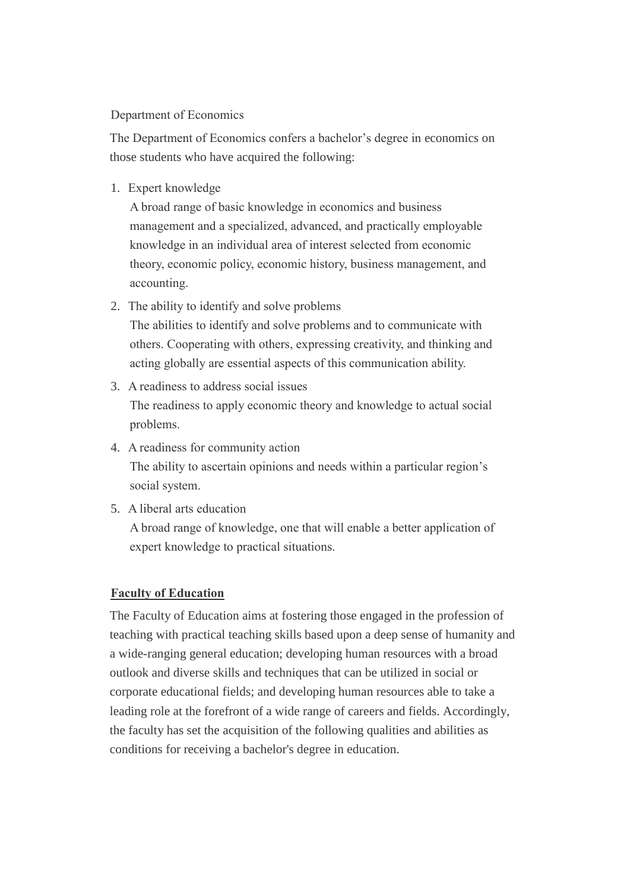Department of Economics

The Department of Economics confers a bachelor's degree in economics on those students who have acquired the following:

1. Expert knowledge
   A broad range of basic knowledge in economics and business management and a specialized, advanced, and practically employable knowledge in an individual area of interest selected from economic theory, economic policy, economic history, business management, and accounting.
2. The ability to identify and solve problems
   The abilities to identify and solve problems and to communicate with others. Cooperating with others, expressing creativity, and thinking and acting globally are essential aspects of this communication ability.
3. A readiness to address social issues
   The readiness to apply economic theory and knowledge to actual social problems.
4. A readiness for community action
   The ability to ascertain opinions and needs within a particular region's social system.
5. A liberal arts education
   A broad range of knowledge, one that will enable a better application of expert knowledge to practical situations.

## Faculty of Education

The Faculty of Education aims at fostering those engaged in the profession of teaching with practical teaching skills based upon a deep sense of humanity and a wide-ranging general education; developing human resources with a broad outlook and diverse skills and techniques that can be utilized in social or corporate educational fields; and developing human resources able to take a leading role at the forefront of a wide range of careers and fields. Accordingly, the faculty has set the acquisition of the following qualities and abilities as conditions for receiving a bachelor's degree in education.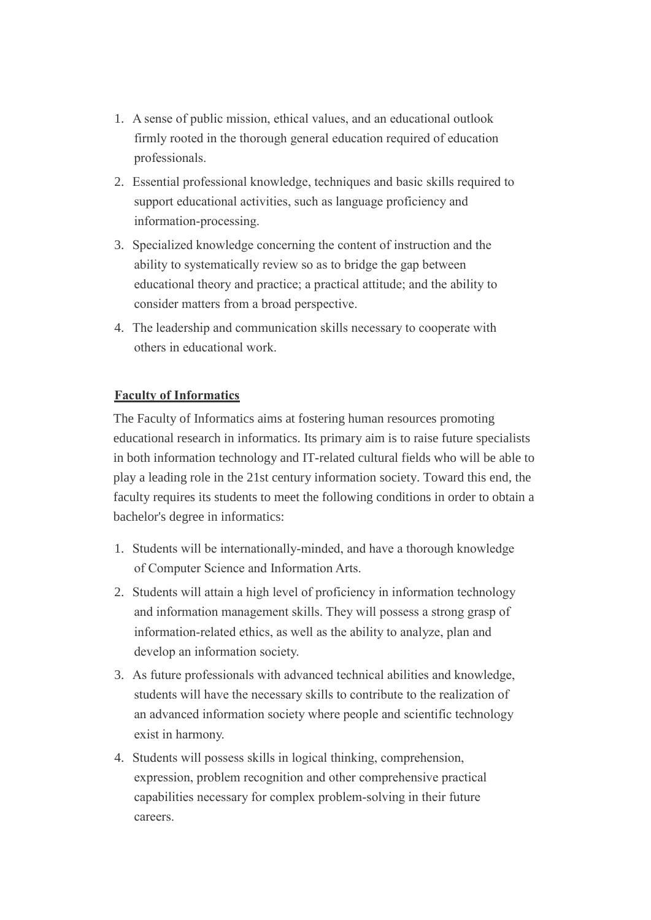1. A sense of public mission, ethical values, and an educational outlook firmly rooted in the thorough general education required of education professionals.
2. Essential professional knowledge, techniques and basic skills required to support educational activities, such as language proficiency and information-processing.
3. Specialized knowledge concerning the content of instruction and the ability to systematically review so as to bridge the gap between educational theory and practice; a practical attitude; and the ability to consider matters from a broad perspective.
4. The leadership and communication skills necessary to cooperate with others in educational work.

**Faculty of Informatics**

The Faculty of Informatics aims at fostering human resources promoting educational research in informatics. Its primary aim is to raise future specialists in both information technology and IT-related cultural fields who will be able to play a leading role in the 21st century information society. Toward this end, the faculty requires its students to meet the following conditions in order to obtain a bachelor's degree in informatics:

1. Students will be internationally-minded, and have a thorough knowledge of Computer Science and Information Arts.
2. Students will attain a high level of proficiency in information technology and information management skills. They will possess a strong grasp of information-related ethics, as well as the ability to analyze, plan and develop an information society.
3. As future professionals with advanced technical abilities and knowledge, students will have the necessary skills to contribute to the realization of an advanced information society where people and scientific technology exist in harmony.
4. Students will possess skills in logical thinking, comprehension, expression, problem recognition and other comprehensive practical capabilities necessary for complex problem-solving in their future careers.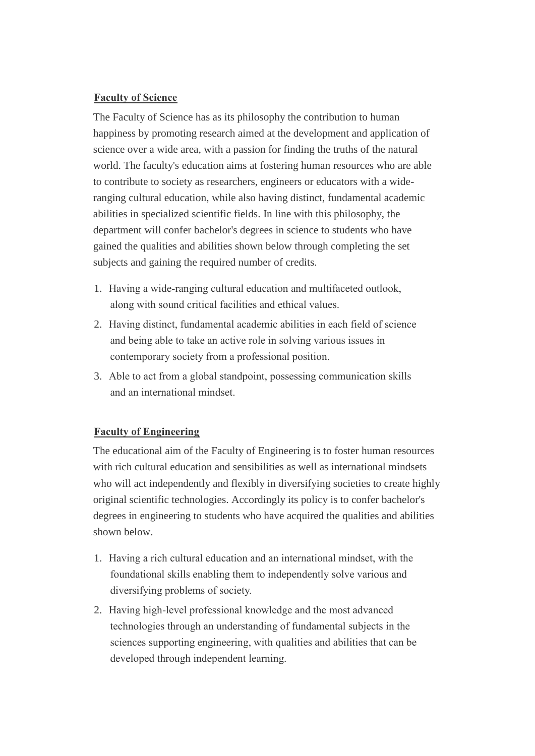**Faculty of Science**

The Faculty of Science has as its philosophy the contribution to human happiness by promoting research aimed at the development and application of science over a wide area, with a passion for finding the truths of the natural world. The faculty's education aims at fostering human resources who are able to contribute to society as researchers, engineers or educators with a wide-ranging cultural education, while also having distinct, fundamental academic abilities in specialized scientific fields. In line with this philosophy, the department will confer bachelor's degrees in science to students who have gained the qualities and abilities shown below through completing the set subjects and gaining the required number of credits.

1. Having a wide-ranging cultural education and multifaceted outlook, along with sound critical facilities and ethical values.
2. Having distinct, fundamental academic abilities in each field of science and being able to take an active role in solving various issues in contemporary society from a professional position.
3. Able to act from a global standpoint, possessing communication skills and an international mindset.

**Faculty of Engineering**

The educational aim of the Faculty of Engineering is to foster human resources with rich cultural education and sensibilities as well as international mindsets who will act independently and flexibly in diversifying societies to create highly original scientific technologies. Accordingly its policy is to confer bachelor's degrees in engineering to students who have acquired the qualities and abilities shown below.

1. Having a rich cultural education and an international mindset, with the foundational skills enabling them to independently solve various and diversifying problems of society.
2. Having high-level professional knowledge and the most advanced technologies through an understanding of fundamental subjects in the sciences supporting engineering, with qualities and abilities that can be developed through independent learning.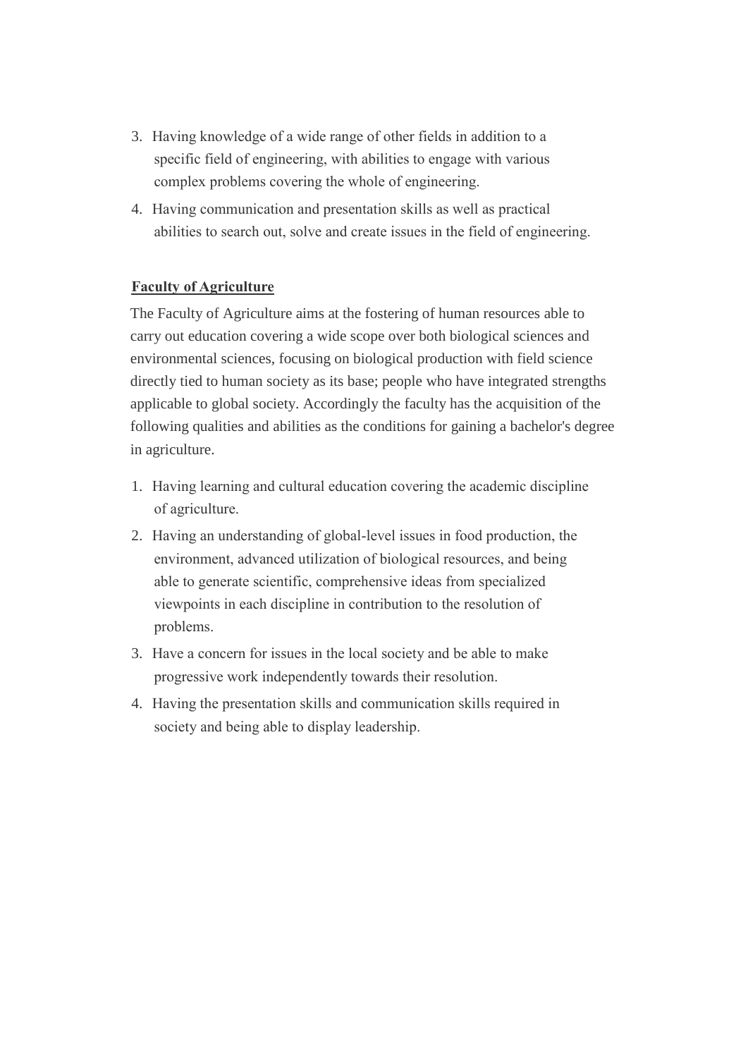3. Having knowledge of a wide range of other fields in addition to a specific field of engineering, with abilities to engage with various complex problems covering the whole of engineering.
4. Having communication and presentation skills as well as practical abilities to search out, solve and create issues in the field of engineering.

**Faculty of Agriculture**

The Faculty of Agriculture aims at the fostering of human resources able to carry out education covering a wide scope over both biological sciences and environmental sciences, focusing on biological production with field science directly tied to human society as its base; people who have integrated strengths applicable to global society. Accordingly the faculty has the acquisition of the following qualities and abilities as the conditions for gaining a bachelor's degree in agriculture.

1. Having learning and cultural education covering the academic discipline of agriculture.
2. Having an understanding of global-level issues in food production, the environment, advanced utilization of biological resources, and being able to generate scientific, comprehensive ideas from specialized viewpoints in each discipline in contribution to the resolution of problems.
3. Have a concern for issues in the local society and be able to make progressive work independently towards their resolution.
4. Having the presentation skills and communication skills required in society and being able to display leadership.